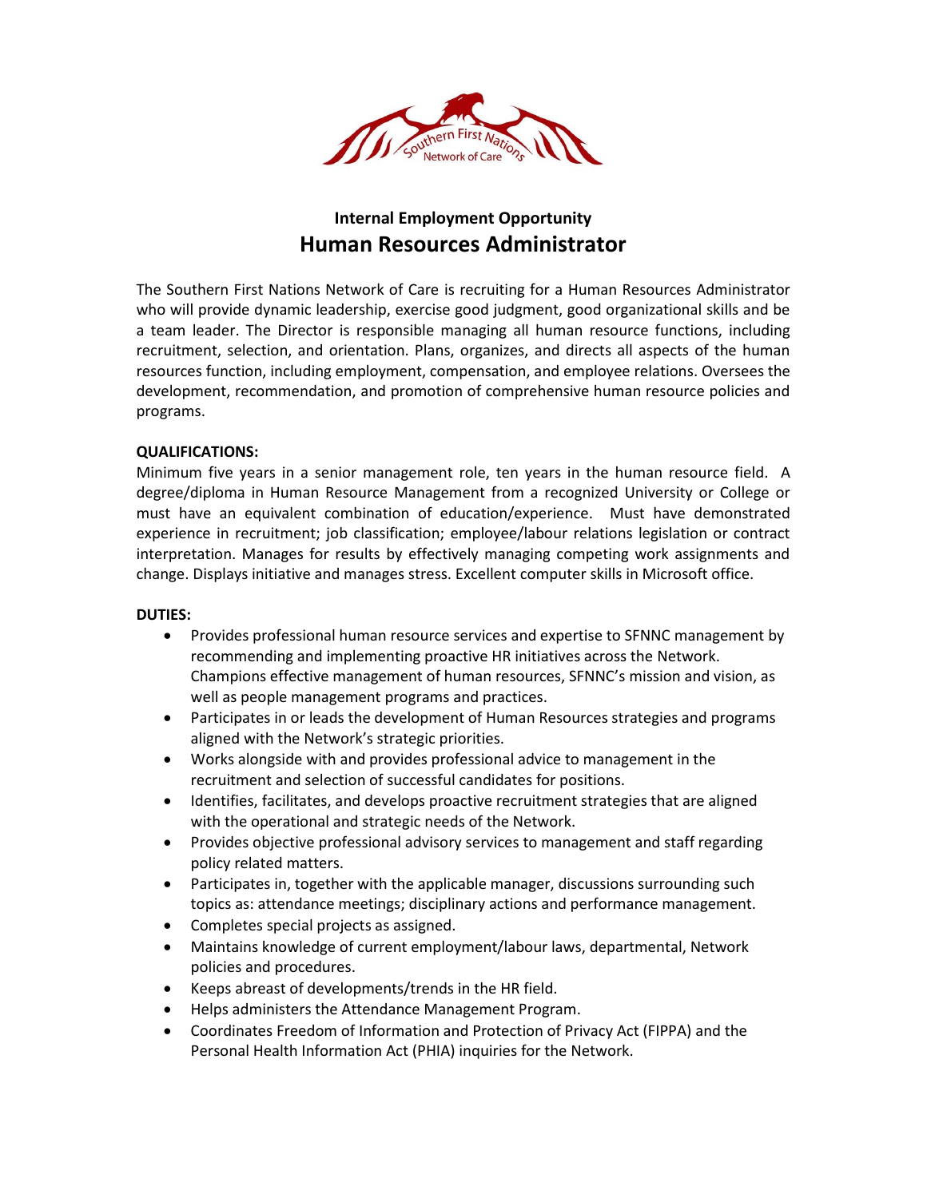Internal Employment Opportunity

# Human Resources Administrator

The Southern First Nations Network of Care is recruiting for a Human Resources Administrator who will provide dynamic leadership, exercise good judgment, good organizational skills and be a team leader. The Director is responsible managing all human resource functions, including recruitment, selection, and orientation. Plans, organizes, and directs all aspects of the human resources function, including employment, compensation, and employee relations. Oversees the development, recommendation, and promotion of comprehensive human resource policies and programs.

**QUALIFICATIONS:**

Minimum five years in a senior management role, ten years in the human resource field. A degree/diploma in Human Resource Management from a recognized University or College or must have an equivalent combination of education/experience. Must have demonstrated experience in recruitment; job classification; employee/labour relations legislation or contract interpretation. Manages for results by effectively managing competing work assignments and change. Displays initiative and manages stress. Excellent computer skills in Microsoft office.

**DUTIES:**

- Provides professional human resource services and expertise to SFNNC management by recommending and implementing proactive HR initiatives across the Network. Champions effective management of human resources, SFNNC's mission and vision, as well as people management programs and practices.
- Participates in or leads the development of Human Resources strategies and programs aligned with the Network's strategic priorities.
- Works alongside with and provides professional advice to management in the recruitment and selection of successful candidates for positions.
- Identifies, facilitates, and develops proactive recruitment strategies that are aligned with the operational and strategic needs of the Network.
- Provides objective professional advisory services to management and staff regarding policy related matters.
- Participates in, together with the applicable manager, discussions surrounding such topics as: attendance meetings; disciplinary actions and performance management.
- Completes special projects as assigned.
- Maintains knowledge of current employment/labour laws, departmental, Network policies and procedures.
- Keeps abreast of developments/trends in the HR field.
- Helps administers the Attendance Management Program.
- Coordinates Freedom of Information and Protection of Privacy Act (FIPPA) and the Personal Health Information Act (PHIA) inquiries for the Network.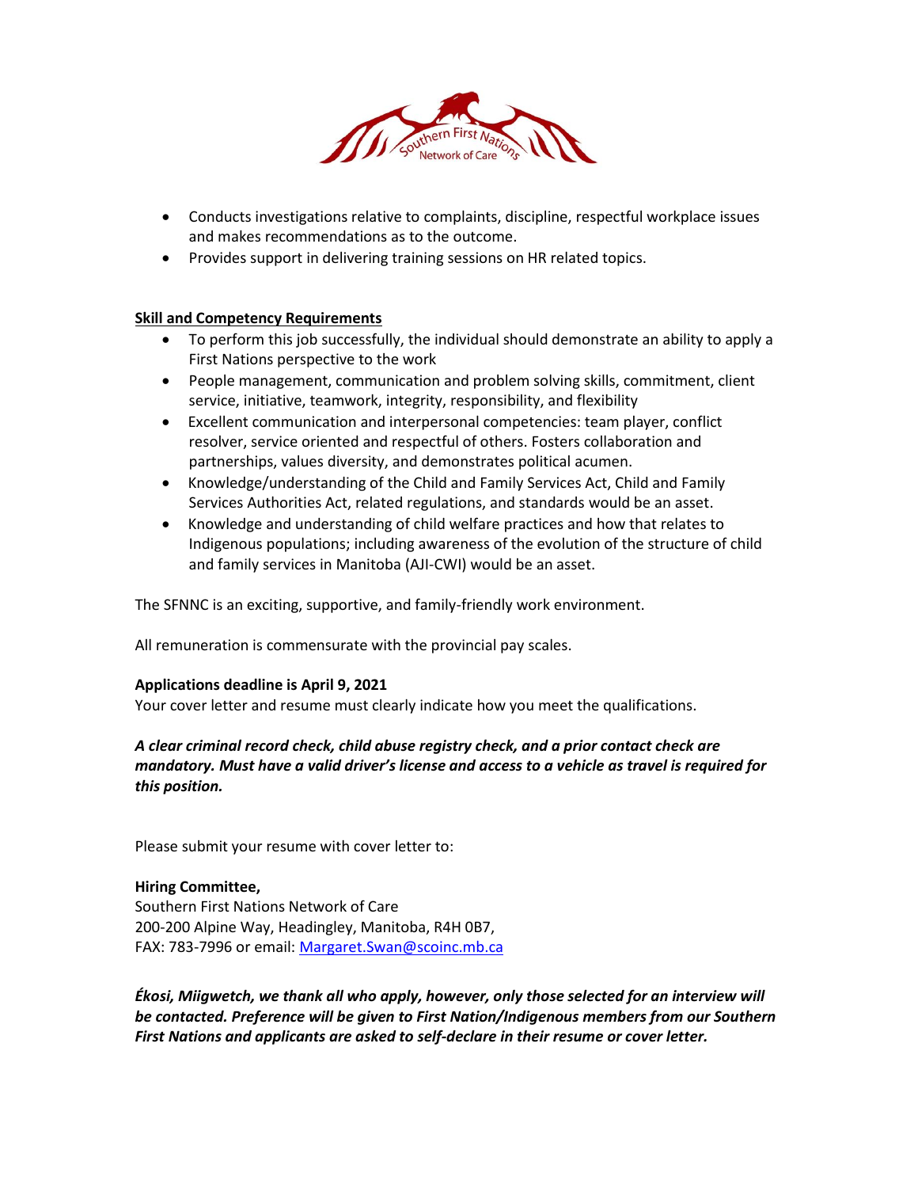- Conducts investigations relative to complaints, discipline, respectful workplace issues and makes recommendations as to the outcome.
- Provides support in delivering training sessions on HR related topics.

**Skill and Competency Requirements**

- To perform this job successfully, the individual should demonstrate an ability to apply a First Nations perspective to the work
- People management, communication and problem solving skills, commitment, client service, initiative, teamwork, integrity, responsibility, and flexibility
- Excellent communication and interpersonal competencies: team player, conflict resolver, service oriented and respectful of others. Fosters collaboration and partnerships, values diversity, and demonstrates political acumen.
- Knowledge/understanding of the Child and Family Services Act, Child and Family Services Authorities Act, related regulations, and standards would be an asset.
- Knowledge and understanding of child welfare practices and how that relates to Indigenous populations; including awareness of the evolution of the structure of child and family services in Manitoba (AJI-CWI) would be an asset.

The SFNNC is an exciting, supportive, and family-friendly work environment.

All remuneration is commensurate with the provincial pay scales.

**Applications deadline is April 9, 2021**

Your cover letter and resume must clearly indicate how you meet the qualifications.

***A clear criminal record check, child abuse registry check, and a prior contact check are mandatory. Must have a valid driver's license and access to a vehicle as travel is required for this position.***

Please submit your resume with cover letter to:

**Hiring Committee,**
Southern First Nations Network of Care
200-200 Alpine Way, Headingley, Manitoba, R4H 0B7,
FAX: 783-7996 or email: Margaret.Swan@scoinc.mb.ca

***Ékosi, Miigwetch, we thank all who apply, however, only those selected for an interview will be contacted. Preference will be given to First Nation/Indigenous members from our Southern First Nations and applicants are asked to self-declare in their resume or cover letter.***